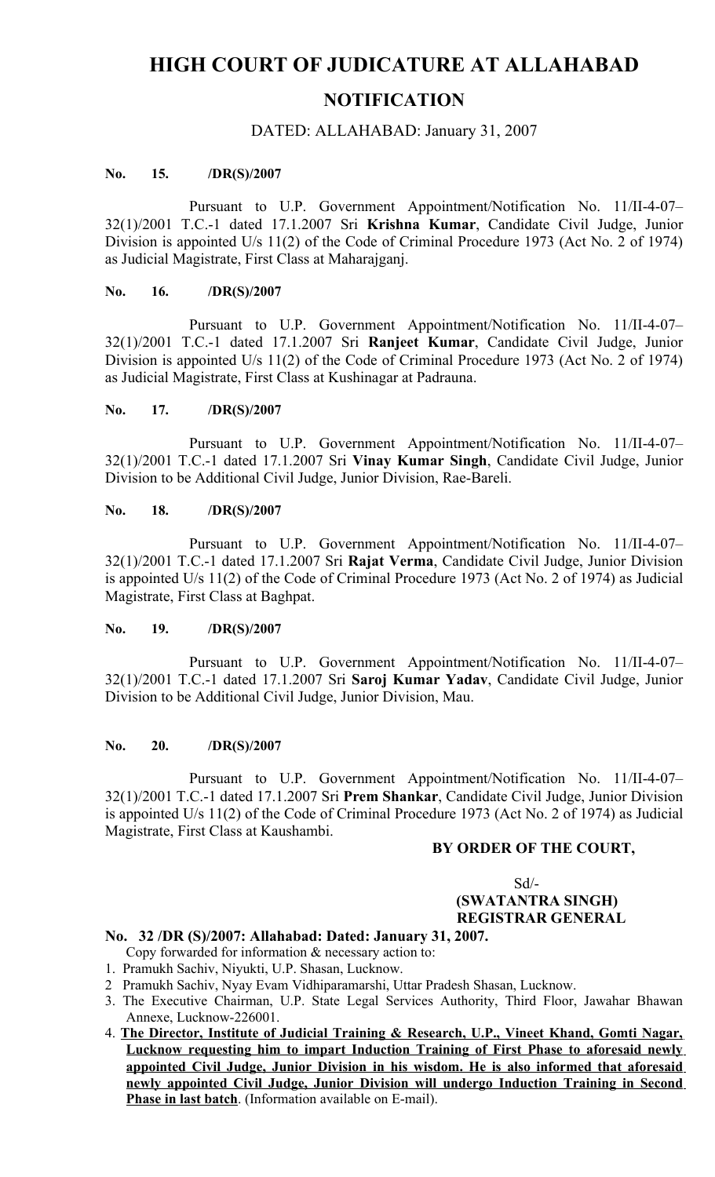# HIGH COURT OF JUDICATURE AT ALLAHABAD

## NOTIFICATION

DATED: ALLAHABAD: January 31, 2007

**No. 15. /DR(S)/2007**

Pursuant to U.P. Government Appointment/Notification No. 11/II-4-07–32(1)/2001 T.C.-1 dated 17.1.2007 Sri **Krishna Kumar**, Candidate Civil Judge, Junior Division is appointed U/s 11(2) of the Code of Criminal Procedure 1973 (Act No. 2 of 1974) as Judicial Magistrate, First Class at Maharajganj.

**No. 16. /DR(S)/2007**

Pursuant to U.P. Government Appointment/Notification No. 11/II-4-07–32(1)/2001 T.C.-1 dated 17.1.2007 Sri **Ranjeet Kumar**, Candidate Civil Judge, Junior Division is appointed U/s 11(2) of the Code of Criminal Procedure 1973 (Act No. 2 of 1974) as Judicial Magistrate, First Class at Kushinagar at Padrauna.

**No. 17. /DR(S)/2007**

Pursuant to U.P. Government Appointment/Notification No. 11/II-4-07–32(1)/2001 T.C.-1 dated 17.1.2007 Sri **Vinay Kumar Singh**, Candidate Civil Judge, Junior Division to be Additional Civil Judge, Junior Division, Rae-Bareli.

**No. 18. /DR(S)/2007**

Pursuant to U.P. Government Appointment/Notification No. 11/II-4-07–32(1)/2001 T.C.-1 dated 17.1.2007 Sri **Rajat Verma**, Candidate Civil Judge, Junior Division is appointed U/s 11(2) of the Code of Criminal Procedure 1973 (Act No. 2 of 1974) as Judicial Magistrate, First Class at Baghpat.

**No. 19. /DR(S)/2007**

Pursuant to U.P. Government Appointment/Notification No. 11/II-4-07–32(1)/2001 T.C.-1 dated 17.1.2007 Sri **Saroj Kumar Yadav**, Candidate Civil Judge, Junior Division to be Additional Civil Judge, Junior Division, Mau.

**No. 20. /DR(S)/2007**

Pursuant to U.P. Government Appointment/Notification No. 11/II-4-07–32(1)/2001 T.C.-1 dated 17.1.2007 Sri **Prem Shankar**, Candidate Civil Judge, Junior Division is appointed U/s 11(2) of the Code of Criminal Procedure 1973 (Act No. 2 of 1974) as Judicial Magistrate, First Class at Kaushambi.

**BY ORDER OF THE COURT,**

Sd/-
**(SWATANTRA SINGH)**
**REGISTRAR GENERAL**

**No. 32 /DR (S)/2007: Allahabad: Dated: January 31, 2007.**

Copy forwarded for information & necessary action to:

1. Pramukh Sachiv, Niyukti, U.P. Shasan, Lucknow.
2. Pramukh Sachiv, Nyay Evam Vidhiparamarshi, Uttar Pradesh Shasan, Lucknow.
3. The Executive Chairman, U.P. State Legal Services Authority, Third Floor, Jawahar Bhawan Annexe, Lucknow-226001.
4. **The Director, Institute of Judicial Training & Research, U.P., Vineet Khand, Gomti Nagar, Lucknow requesting him to impart Induction Training of First Phase to aforesaid newly appointed Civil Judge, Junior Division in his wisdom. He is also informed that aforesaid newly appointed Civil Judge, Junior Division will undergo Induction Training in Second Phase in last batch**. (Information available on E-mail).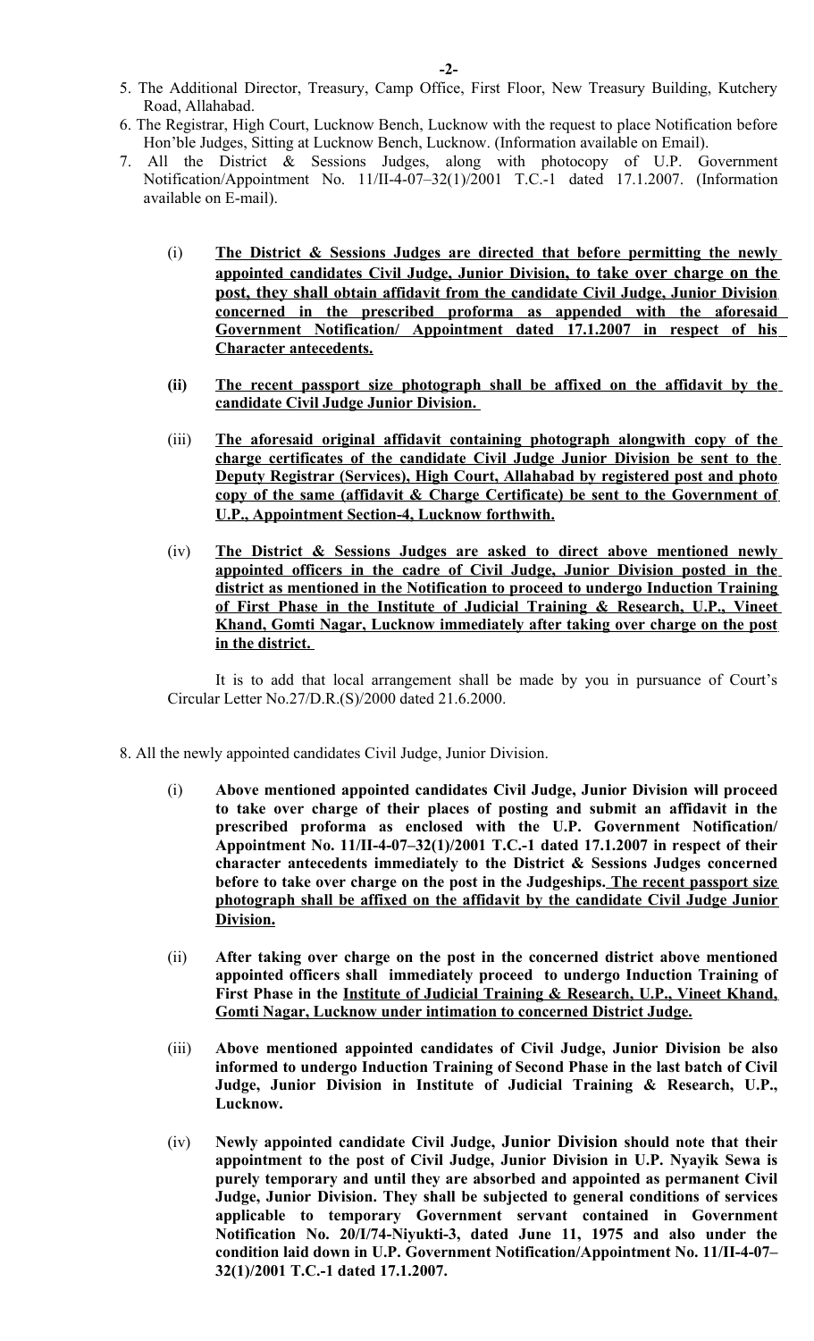5. The Additional Director, Treasury, Camp Office, First Floor, New Treasury Building, Kutchery Road, Allahabad.
6. The Registrar, High Court, Lucknow Bench, Lucknow with the request to place Notification before Hon'ble Judges, Sitting at Lucknow Bench, Lucknow. (Information available on Email).
7. All the District & Sessions Judges, along with photocopy of U.P. Government Notification/Appointment No. 11/II-4-07–32(1)/2001 T.C.-1 dated 17.1.2007. (Information available on E-mail).

   (i) **The District & Sessions Judges are directed that before permitting the newly appointed candidates Civil Judge, Junior Division, to take over charge on the post, they shall obtain affidavit from the candidate Civil Judge, Junior Division concerned in the prescribed proforma as appended with the aforesaid Government Notification/ Appointment dated 17.1.2007 in respect of his Character antecedents.**

   **(ii) The recent passport size photograph shall be affixed on the affidavit by the candidate Civil Judge Junior Division.**

   (iii) **The aforesaid original affidavit containing photograph alongwith copy of the charge certificates of the candidate Civil Judge Junior Division be sent to the Deputy Registrar (Services), High Court, Allahabad by registered post and photo copy of the same (affidavit & Charge Certificate) be sent to the Government of U.P., Appointment Section-4, Lucknow forthwith.**

   (iv) **The District & Sessions Judges are asked to direct above mentioned newly appointed officers in the cadre of Civil Judge, Junior Division posted in the district as mentioned in the Notification to proceed to undergo Induction Training of First Phase in the Institute of Judicial Training & Research, U.P., Vineet Khand, Gomti Nagar, Lucknow immediately after taking over charge on the post in the district.**

   It is to add that local arrangement shall be made by you in pursuance of Court's Circular Letter No.27/D.R.(S)/2000 dated 21.6.2000.

8. All the newly appointed candidates Civil Judge, Junior Division.

   (i) **Above mentioned appointed candidates Civil Judge, Junior Division will proceed to take over charge of their places of posting and submit an affidavit in the prescribed proforma as enclosed with the U.P. Government Notification/ Appointment No. 11/II-4-07–32(1)/2001 T.C.-1 dated 17.1.2007 in respect of their character antecedents immediately to the District & Sessions Judges concerned before to take over charge on the post in the Judgeships. The recent passport size photograph shall be affixed on the affidavit by the candidate Civil Judge Junior Division.**

   (ii) **After taking over charge on the post in the concerned district above mentioned appointed officers shall immediately proceed to undergo Induction Training of First Phase in the Institute of Judicial Training & Research, U.P., Vineet Khand, Gomti Nagar, Lucknow under intimation to concerned District Judge.**

   (iii) **Above mentioned appointed candidates of Civil Judge, Junior Division be also informed to undergo Induction Training of Second Phase in the last batch of Civil Judge, Junior Division in Institute of Judicial Training & Research, U.P., Lucknow.**

   (iv) **Newly appointed candidate Civil Judge, Junior Division should note that their appointment to the post of Civil Judge, Junior Division in U.P. Nyayik Sewa is purely temporary and until they are absorbed and appointed as permanent Civil Judge, Junior Division. They shall be subjected to general conditions of services applicable to temporary Government servant contained in Government Notification No. 20/I/74-Niyukti-3, dated June 11, 1975 and also under the condition laid down in U.P. Government Notification/Appointment No. 11/II-4-07–32(1)/2001 T.C.-1 dated 17.1.2007.**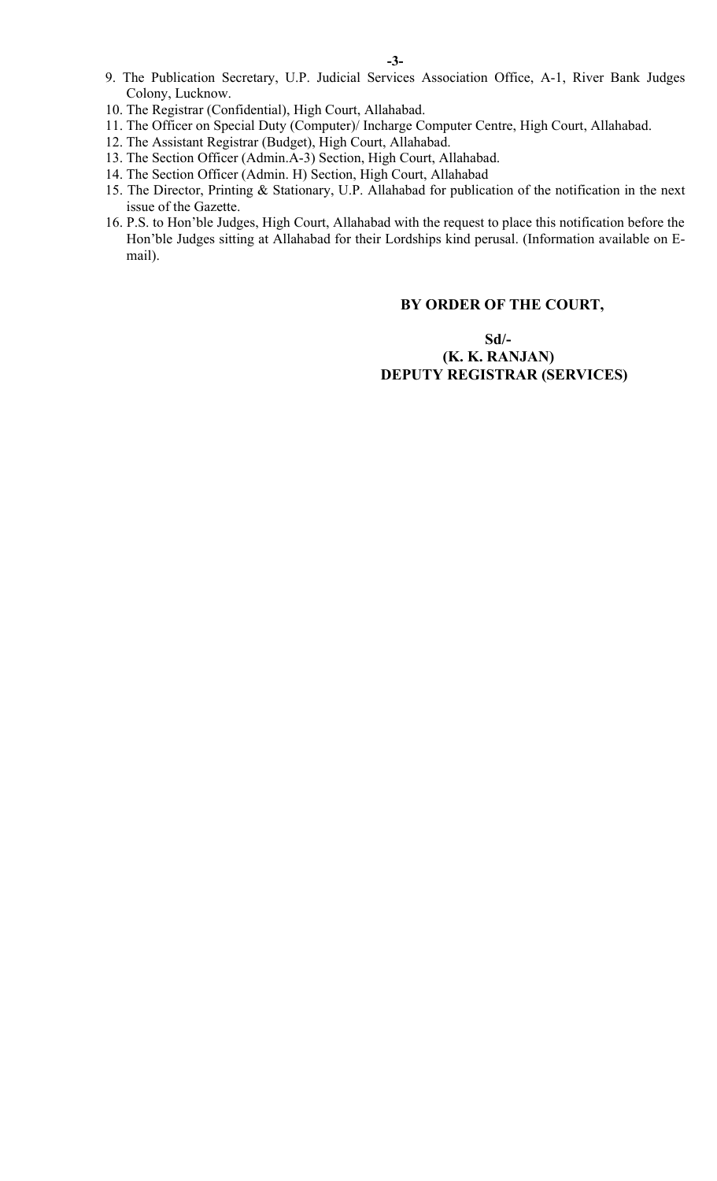9. The Publication Secretary, U.P. Judicial Services Association Office, A-1, River Bank Judges Colony, Lucknow.
10. The Registrar (Confidential), High Court, Allahabad.
11. The Officer on Special Duty (Computer)/ Incharge Computer Centre, High Court, Allahabad.
12. The Assistant Registrar (Budget), High Court, Allahabad.
13. The Section Officer (Admin.A-3) Section, High Court, Allahabad.
14. The Section Officer (Admin. H) Section, High Court, Allahabad
15. The Director, Printing & Stationary, U.P. Allahabad for publication of the notification in the next issue of the Gazette.
16. P.S. to Hon'ble Judges, High Court, Allahabad with the request to place this notification before the Hon'ble Judges sitting at Allahabad for their Lordships kind perusal. (Information available on E-mail).

**BY ORDER OF THE COURT,**

**Sd/-**
**(K. K. RANJAN)**
**DEPUTY REGISTRAR (SERVICES)**